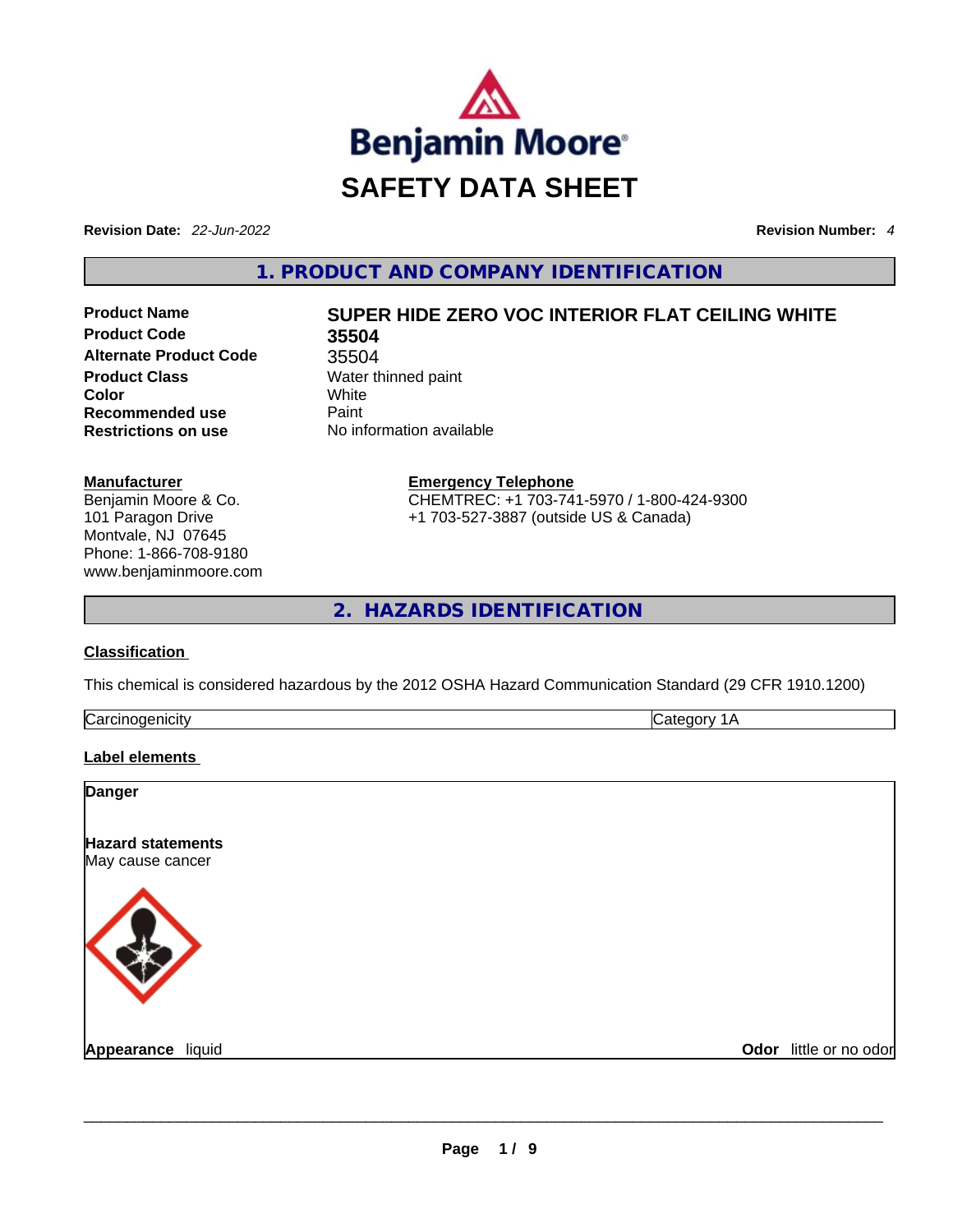Benjamin Moore

# SAFETY DATA SHEET

**Revision Date:** *22-Jun-2022* **Revision Number:** *4*

## 1. PRODUCT AND COMPANY IDENTIFICATION

| | |
|---|---|
| **Product Name** | **SUPER HIDE ZERO VOC INTERIOR FLAT CEILING WHITE** |
| **Product Code** | **35504** |
| **Alternate Product Code** | 35504 |
| **Product Class** | Water thinned paint |
| **Color** | White |
| **Recommended use** | Paint |
| **Restrictions on use** | No information available |

**Manufacturer**
Benjamin Moore & Co.
101 Paragon Drive
Montvale, NJ 07645
Phone: 1-866-708-9180
www.benjaminmoore.com

**Emergency Telephone**
CHEMTREC: +1 703-741-5970 / 1-800-424-9300
+1 703-527-3887 (outside US & Canada)

## 2. HAZARDS IDENTIFICATION

**Classification**

This chemical is considered hazardous by the 2012 OSHA Hazard Communication Standard (29 CFR 1910.1200)

| | |
|---|---|
| Carcinogenicity | Category 1A |

**Label elements**

**Danger**

**Hazard statements**
May cause cancer

**Appearance** liquid **Odor** little or no odor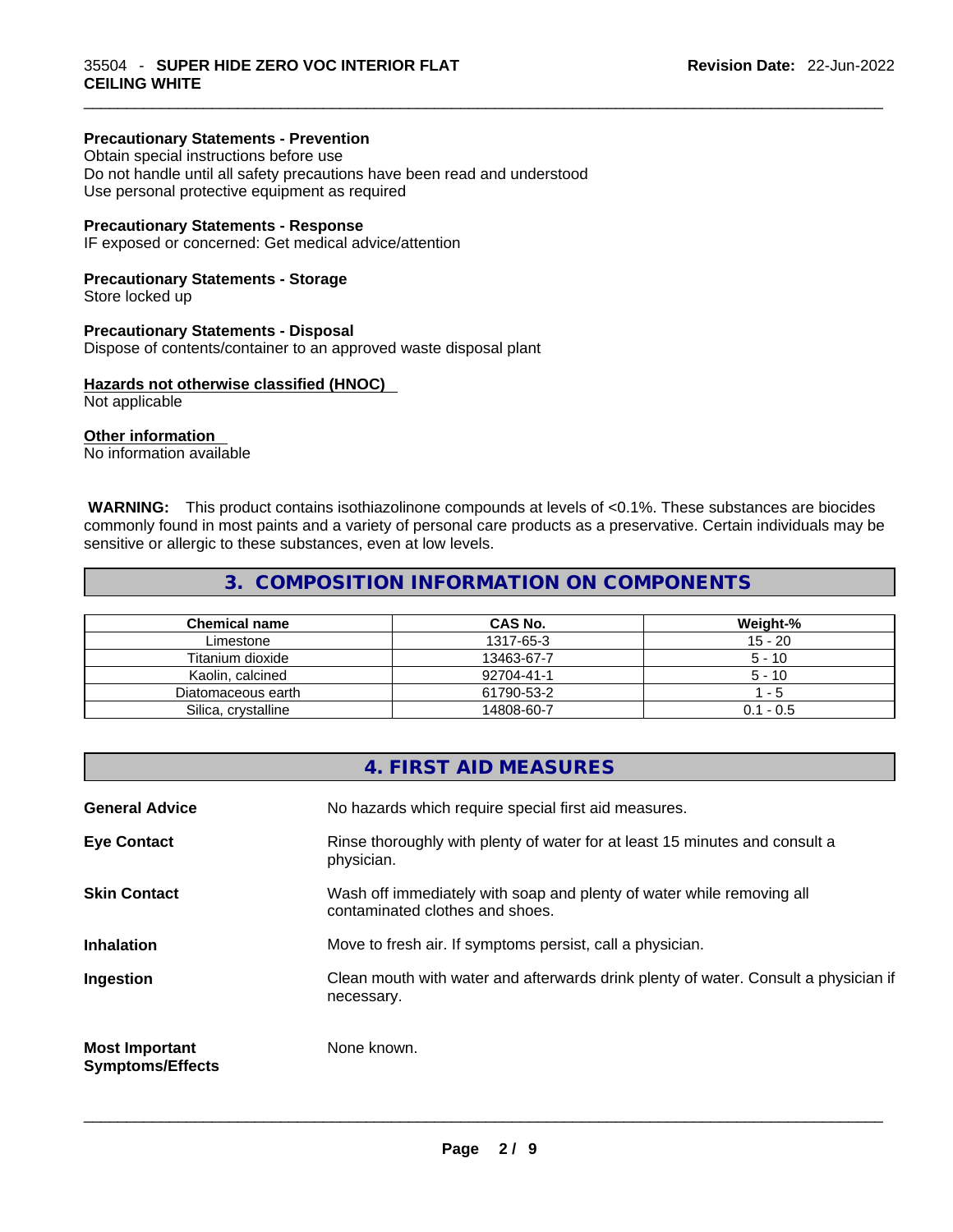**Precautionary Statements - Prevention**

Obtain special instructions before use
Do not handle until all safety precautions have been read and understood
Use personal protective equipment as required

**Precautionary Statements - Response**

IF exposed or concerned: Get medical advice/attention

**Precautionary Statements - Storage**

Store locked up

**Precautionary Statements - Disposal**

Dispose of contents/container to an approved waste disposal plant

**Hazards not otherwise classified (HNOC)**

Not applicable

**Other information**

No information available

**WARNING:** This product contains isothiazolinone compounds at levels of <0.1%. These substances are biocides commonly found in most paints and a variety of personal care products as a preservative. Certain individuals may be sensitive or allergic to these substances, even at low levels.

## 3. COMPOSITION INFORMATION ON COMPONENTS

| Chemical name | CAS No. | Weight-% |
|---|---|---|
| Limestone | 1317-65-3 | 15 - 20 |
| Titanium dioxide | 13463-67-7 | 5 - 10 |
| Kaolin, calcined | 92704-41-1 | 5 - 10 |
| Diatomaceous earth | 61790-53-2 | 1 - 5 |
| Silica, crystalline | 14808-60-7 | 0.1 - 0.5 |

## 4. FIRST AID MEASURES

| | |
|---|---|
| **General Advice** | No hazards which require special first aid measures. |
| **Eye Contact** | Rinse thoroughly with plenty of water for at least 15 minutes and consult a physician. |
| **Skin Contact** | Wash off immediately with soap and plenty of water while removing all contaminated clothes and shoes. |
| **Inhalation** | Move to fresh air. If symptoms persist, call a physician. |
| **Ingestion** | Clean mouth with water and afterwards drink plenty of water. Consult a physician if necessary. |
| **Most Important Symptoms/Effects** | None known. |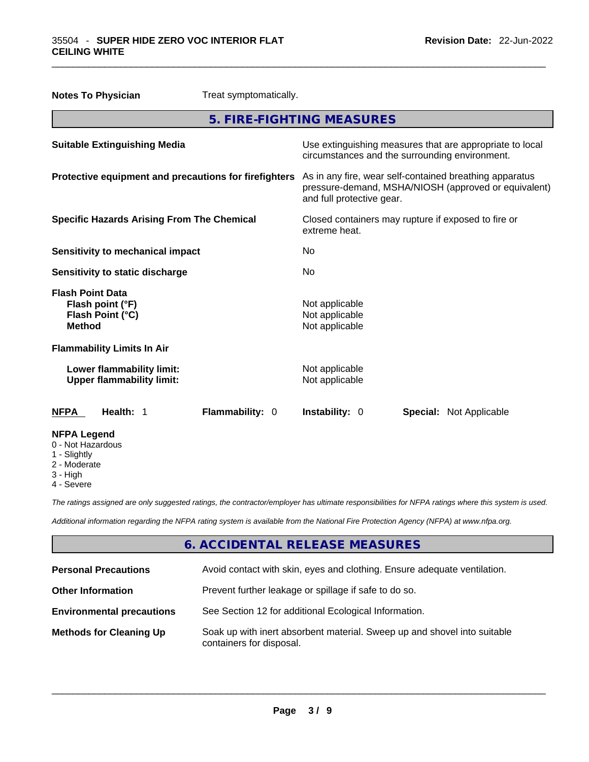**Notes To Physician** Treat symptomatically.

## 5. FIRE-FIGHTING MEASURES

| | |
|---|---|
| **Suitable Extinguishing Media** | Use extinguishing measures that are appropriate to local circumstances and the surrounding environment. |
| **Protective equipment and precautions for firefighters** | As in any fire, wear self-contained breathing apparatus pressure-demand, MSHA/NIOSH (approved or equivalent) and full protective gear. |
| **Specific Hazards Arising From The Chemical** | Closed containers may rupture if exposed to fire or extreme heat. |
| **Sensitivity to mechanical impact** | No |
| **Sensitivity to static discharge** | No |

**Flash Point Data**

| | |
|---|---|
| **Flash point (°F)** | Not applicable |
| **Flash Point (°C)** | Not applicable |
| **Method** | Not applicable |

**Flammability Limits In Air**

| | |
|---|---|
| **Lower flammability limit:** | Not applicable |
| **Upper flammability limit:** | Not applicable |

| **NFPA** | **Health:** 1 | **Flammability:** 0 | **Instability:** 0 | **Special:** Not Applicable |
|---|---|---|---|---|

**NFPA Legend**
- 0 - Not Hazardous
- 1 - Slightly
- 2 - Moderate
- 3 - High
- 4 - Severe

*The ratings assigned are only suggested ratings, the contractor/employer has ultimate responsibilities for NFPA ratings where this system is used.*

*Additional information regarding the NFPA rating system is available from the National Fire Protection Agency (NFPA) at www.nfpa.org.*

## 6. ACCIDENTAL RELEASE MEASURES

| | |
|---|---|
| **Personal Precautions** | Avoid contact with skin, eyes and clothing. Ensure adequate ventilation. |
| **Other Information** | Prevent further leakage or spillage if safe to do so. |
| **Environmental precautions** | See Section 12 for additional Ecological Information. |
| **Methods for Cleaning Up** | Soak up with inert absorbent material. Sweep up and shovel into suitable containers for disposal. |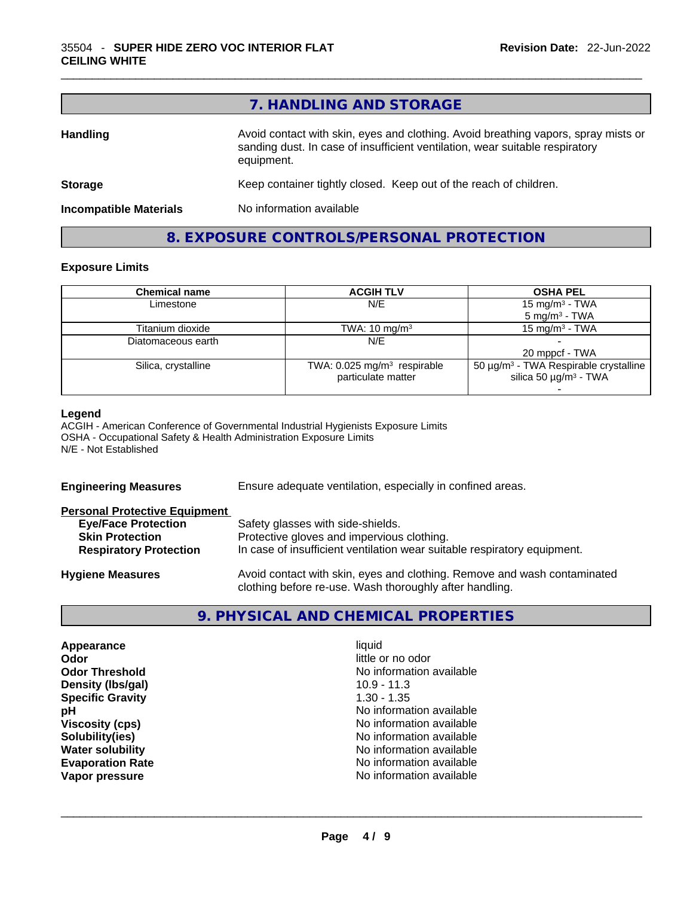## 7. HANDLING AND STORAGE

**Handling** Avoid contact with skin, eyes and clothing. Avoid breathing vapors, spray mists or sanding dust. In case of insufficient ventilation, wear suitable respiratory equipment.

**Storage** Keep container tightly closed. Keep out of the reach of children.

**Incompatible Materials** No information available

## 8. EXPOSURE CONTROLS/PERSONAL PROTECTION

### Exposure Limits

| Chemical name | ACGIH TLV | OSHA PEL |
|---|---|---|
| Limestone | N/E | 15 mg/m³ - TWA<br>5 mg/m³ - TWA |
| Titanium dioxide | TWA: 10 mg/m³ | 15 mg/m³ - TWA |
| Diatomaceous earth | N/E | -<br>20 mppcf - TWA |
| Silica, crystalline | TWA: 0.025 mg/m³ respirable particulate matter | 50 µg/m³ - TWA Respirable crystalline silica 50 µg/m³ - TWA<br>- |

**Legend**
ACGIH - American Conference of Governmental Industrial Hygienists Exposure Limits
OSHA - Occupational Safety & Health Administration Exposure Limits
N/E - Not Established

**Engineering Measures** Ensure adequate ventilation, especially in confined areas.

**Personal Protective Equipment**
- **Eye/Face Protection** Safety glasses with side-shields.
- **Skin Protection** Protective gloves and impervious clothing.
- **Respiratory Protection** In case of insufficient ventilation wear suitable respiratory equipment.

**Hygiene Measures** Avoid contact with skin, eyes and clothing. Remove and wash contaminated clothing before re-use. Wash thoroughly after handling.

## 9. PHYSICAL AND CHEMICAL PROPERTIES

| | |
|---|---|
| **Appearance** | liquid |
| **Odor** | little or no odor |
| **Odor Threshold** | No information available |
| **Density (lbs/gal)** | 10.9 - 11.3 |
| **Specific Gravity** | 1.30 - 1.35 |
| **pH** | No information available |
| **Viscosity (cps)** | No information available |
| **Solubility(ies)** | No information available |
| **Water solubility** | No information available |
| **Evaporation Rate** | No information available |
| **Vapor pressure** | No information available |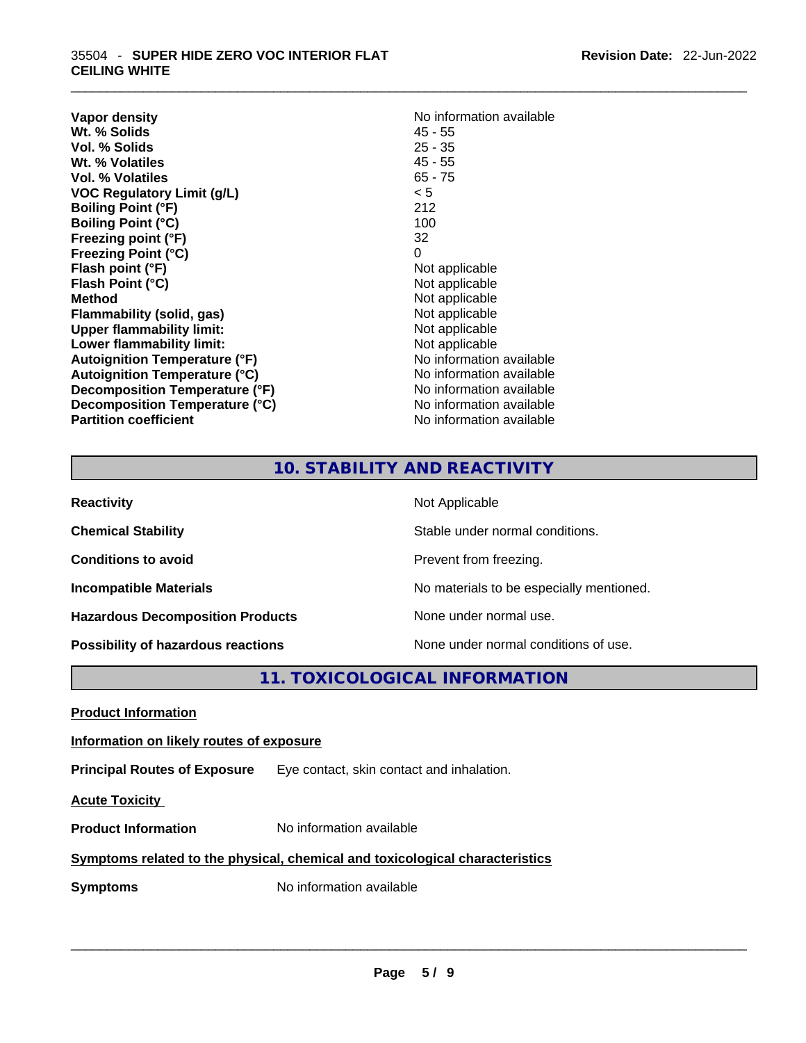| | |
|---|---|
| **Vapor density** | No information available |
| **Wt. % Solids** | 45 - 55 |
| **Vol. % Solids** | 25 - 35 |
| **Wt. % Volatiles** | 45 - 55 |
| **Vol. % Volatiles** | 65 - 75 |
| **VOC Regulatory Limit (g/L)** | < 5 |
| **Boiling Point (°F)** | 212 |
| **Boiling Point (°C)** | 100 |
| **Freezing point (°F)** | 32 |
| **Freezing Point (°C)** | 0 |
| **Flash point (°F)** | Not applicable |
| **Flash Point (°C)** | Not applicable |
| **Method** | Not applicable |
| **Flammability (solid, gas)** | Not applicable |
| **Upper flammability limit:** | Not applicable |
| **Lower flammability limit:** | Not applicable |
| **Autoignition Temperature (°F)** | No information available |
| **Autoignition Temperature (°C)** | No information available |
| **Decomposition Temperature (°F)** | No information available |
| **Decomposition Temperature (°C)** | No information available |
| **Partition coefficient** | No information available |

## 10. STABILITY AND REACTIVITY

| | |
|---|---|
| **Reactivity** | Not Applicable |
| **Chemical Stability** | Stable under normal conditions. |
| **Conditions to avoid** | Prevent from freezing. |
| **Incompatible Materials** | No materials to be especially mentioned. |
| **Hazardous Decomposition Products** | None under normal use. |
| **Possibility of hazardous reactions** | None under normal conditions of use. |

## 11. TOXICOLOGICAL INFORMATION

**Product Information**

**Information on likely routes of exposure**

**Principal Routes of Exposure** Eye contact, skin contact and inhalation.

**Acute Toxicity**

**Product Information** No information available

**Symptoms related to the physical, chemical and toxicological characteristics**

**Symptoms** No information available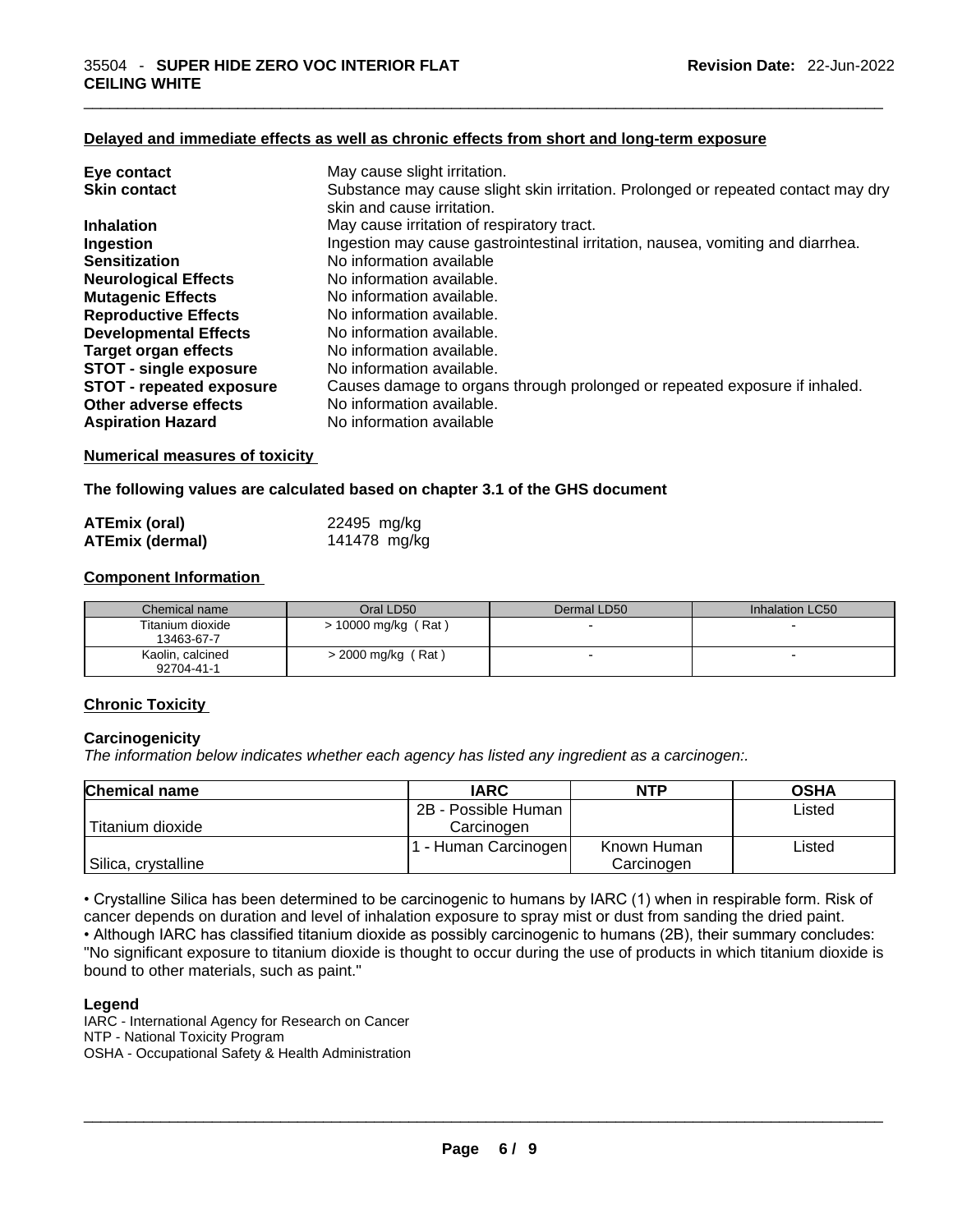**Delayed and immediate effects as well as chronic effects from short and long-term exposure**

| | |
|---|---|
| **Eye contact** | May cause slight irritation. |
| **Skin contact** | Substance may cause slight skin irritation. Prolonged or repeated contact may dry skin and cause irritation. |
| **Inhalation** | May cause irritation of respiratory tract. |
| **Ingestion** | Ingestion may cause gastrointestinal irritation, nausea, vomiting and diarrhea. |
| **Sensitization** | No information available |
| **Neurological Effects** | No information available. |
| **Mutagenic Effects** | No information available. |
| **Reproductive Effects** | No information available. |
| **Developmental Effects** | No information available. |
| **Target organ effects** | No information available. |
| **STOT - single exposure** | No information available. |
| **STOT - repeated exposure** | Causes damage to organs through prolonged or repeated exposure if inhaled. |
| **Other adverse effects** | No information available. |
| **Aspiration Hazard** | No information available |

**Numerical measures of toxicity**

**The following values are calculated based on chapter 3.1 of the GHS document**

| | |
|---|---|
| **ATEmix (oral)** | 22495 mg/kg |
| **ATEmix (dermal)** | 141478 mg/kg |

**Component Information**

| Chemical name | Oral LD50 | Dermal LD50 | Inhalation LC50 |
|---|---|---|---|
| Titanium dioxide 13463-67-7 | > 10000 mg/kg ( Rat ) | - | - |
| Kaolin, calcined 92704-41-1 | > 2000 mg/kg ( Rat ) | - | - |

**Chronic Toxicity**

**Carcinogenicity**

*The information below indicates whether each agency has listed any ingredient as a carcinogen:.*

| Chemical name | IARC | NTP | OSHA |
|---|---|---|---|
| Titanium dioxide | 2B - Possible Human Carcinogen | | Listed |
| Silica, crystalline | 1 - Human Carcinogen | Known Human Carcinogen | Listed |

• Crystalline Silica has been determined to be carcinogenic to humans by IARC (1) when in respirable form. Risk of cancer depends on duration and level of inhalation exposure to spray mist or dust from sanding the dried paint.
• Although IARC has classified titanium dioxide as possibly carcinogenic to humans (2B), their summary concludes: "No significant exposure to titanium dioxide is thought to occur during the use of products in which titanium dioxide is bound to other materials, such as paint."

**Legend**

IARC - International Agency for Research on Cancer
NTP - National Toxicity Program
OSHA - Occupational Safety & Health Administration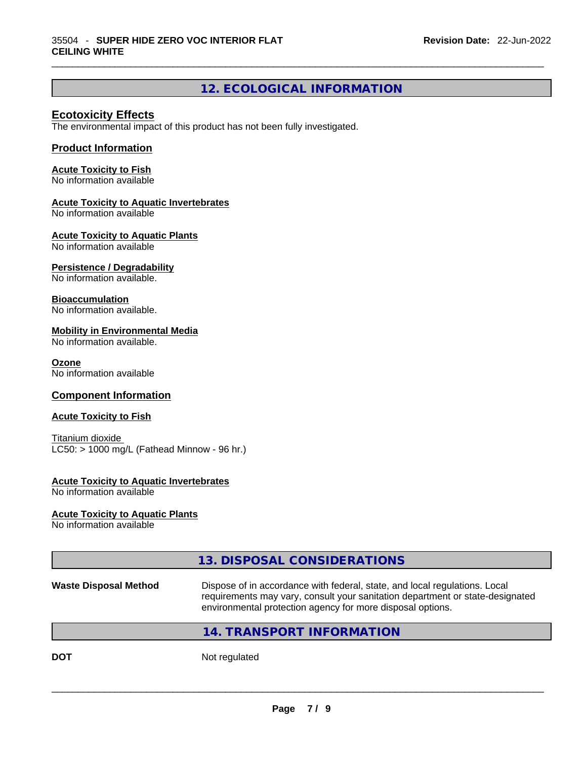## 12. ECOLOGICAL INFORMATION

### Ecotoxicity Effects

The environmental impact of this product has not been fully investigated.

### Product Information

**Acute Toxicity to Fish**
No information available

**Acute Toxicity to Aquatic Invertebrates**
No information available

**Acute Toxicity to Aquatic Plants**
No information available

**Persistence / Degradability**
No information available.

**Bioaccumulation**
No information available.

**Mobility in Environmental Media**
No information available.

**Ozone**
No information available

### Component Information

**Acute Toxicity to Fish**

Titanium dioxide
LC50: > 1000 mg/L (Fathead Minnow - 96 hr.)

**Acute Toxicity to Aquatic Invertebrates**
No information available

**Acute Toxicity to Aquatic Plants**
No information available

## 13. DISPOSAL CONSIDERATIONS

**Waste Disposal Method** Dispose of in accordance with federal, state, and local regulations. Local requirements may vary, consult your sanitation department or state-designated environmental protection agency for more disposal options.

## 14. TRANSPORT INFORMATION

**DOT** Not regulated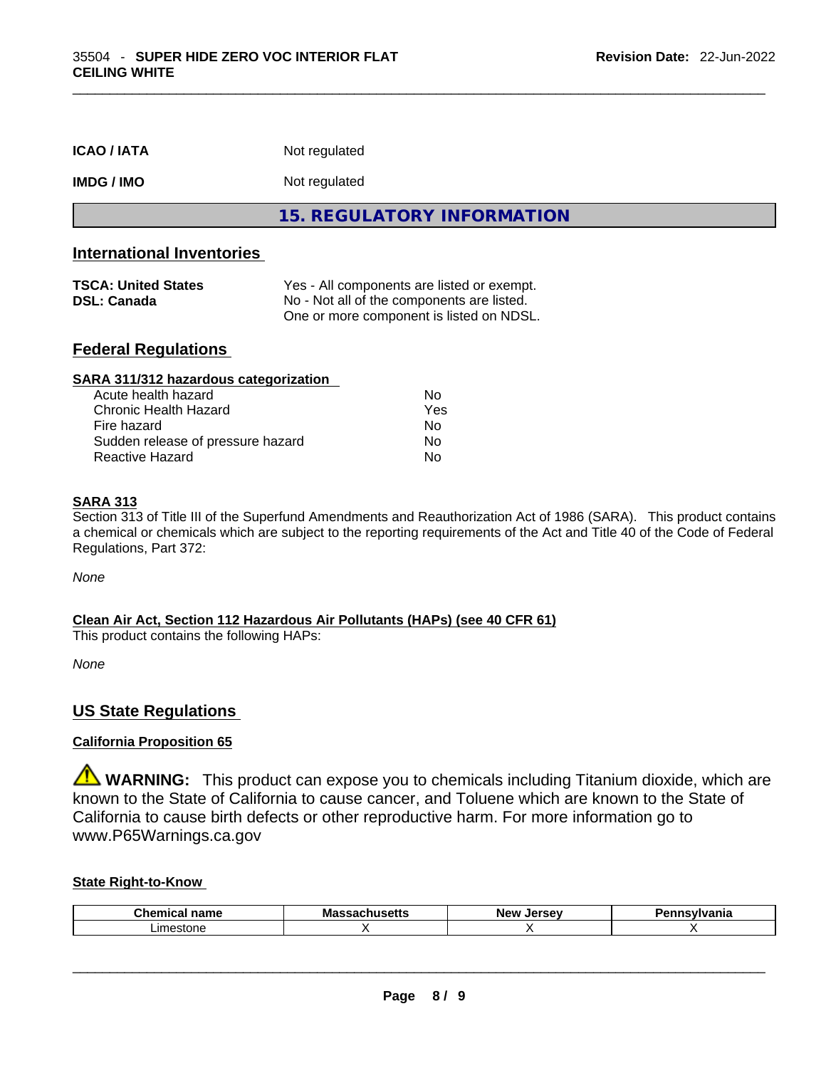| | |
|---|---|
| **ICAO / IATA** | Not regulated |
| **IMDG / IMO** | Not regulated |

## 15. REGULATORY INFORMATION

### International Inventories

| | |
|---|---|
| **TSCA: United States** | Yes - All components are listed or exempt. |
| **DSL: Canada** | No - Not all of the components are listed. One or more component is listed on NDSL. |

### Federal Regulations

**SARA 311/312 hazardous categorization**

| | |
|---|---|
| Acute health hazard | No |
| Chronic Health Hazard | Yes |
| Fire hazard | No |
| Sudden release of pressure hazard | No |
| Reactive Hazard | No |

**SARA 313**

Section 313 of Title III of the Superfund Amendments and Reauthorization Act of 1986 (SARA). This product contains a chemical or chemicals which are subject to the reporting requirements of the Act and Title 40 of the Code of Federal Regulations, Part 372:

*None*

**Clean Air Act, Section 112 Hazardous Air Pollutants (HAPs) (see 40 CFR 61)**

This product contains the following HAPs:

*None*

### US State Regulations

**California Proposition 65**

⚠ **WARNING:** This product can expose you to chemicals including Titanium dioxide, which are known to the State of California to cause cancer, and Toluene which are known to the State of California to cause birth defects or other reproductive harm. For more information go to www.P65Warnings.ca.gov

**State Right-to-Know**

| Chemical name | Massachusetts | New Jersey | Pennsylvania |
|---|---|---|---|
| Limestone | X | X | X |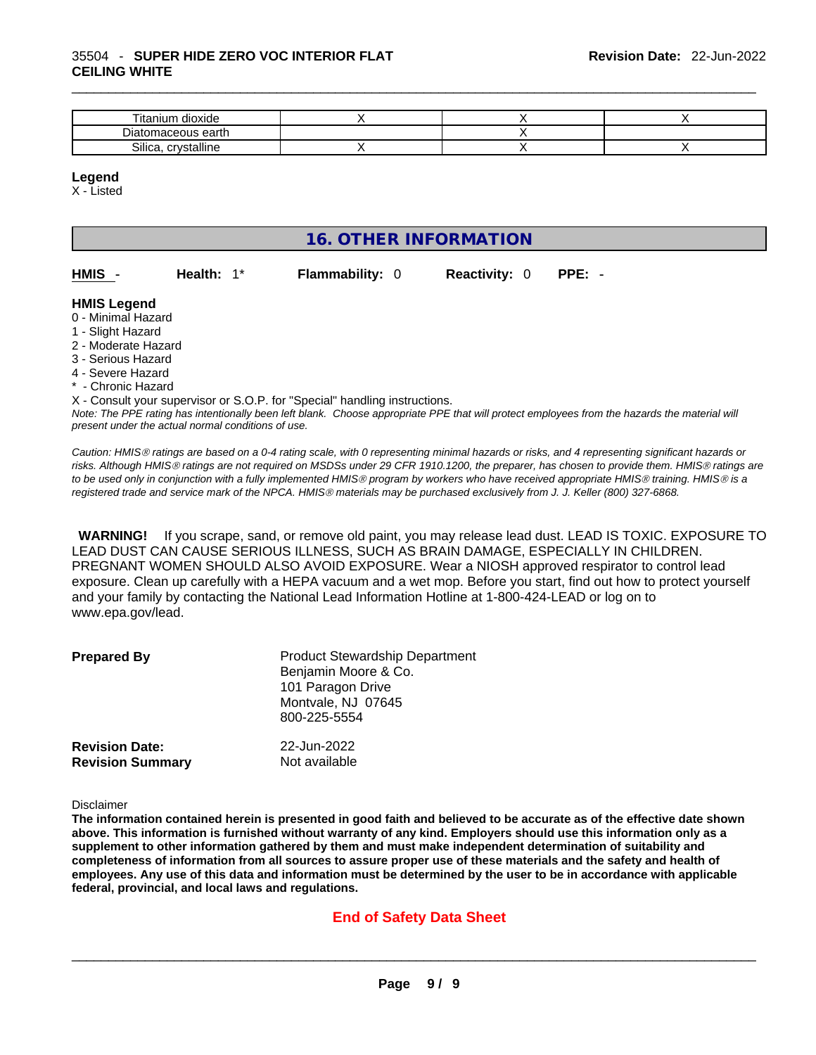| | | | |
|---|---|---|---|
| Titanium dioxide | X | X | X |
| Diatomaceous earth | | X | |
| Silica, crystalline | X | X | X |

**Legend**
X - Listed

## 16. OTHER INFORMATION

**HMIS** - **Health:** 1* **Flammability:** 0 **Reactivity:** 0 **PPE:** -

**HMIS Legend**
0 - Minimal Hazard
1 - Slight Hazard
2 - Moderate Hazard
3 - Serious Hazard
4 - Severe Hazard
* - Chronic Hazard
X - Consult your supervisor or S.O.P. for "Special" handling instructions.
*Note: The PPE rating has intentionally been left blank. Choose appropriate PPE that will protect employees from the hazards the material will present under the actual normal conditions of use.*

*Caution: HMIS® ratings are based on a 0-4 rating scale, with 0 representing minimal hazards or risks, and 4 representing significant hazards or risks. Although HMIS® ratings are not required on MSDSs under 29 CFR 1910.1200, the preparer, has chosen to provide them. HMIS® ratings are to be used only in conjunction with a fully implemented HMIS® program by workers who have received appropriate HMIS® training. HMIS® is a registered trade and service mark of the NPCA. HMIS® materials may be purchased exclusively from J. J. Keller (800) 327-6868.*

**WARNING!** If you scrape, sand, or remove old paint, you may release lead dust. LEAD IS TOXIC. EXPOSURE TO LEAD DUST CAN CAUSE SERIOUS ILLNESS, SUCH AS BRAIN DAMAGE, ESPECIALLY IN CHILDREN. PREGNANT WOMEN SHOULD ALSO AVOID EXPOSURE. Wear a NIOSH approved respirator to control lead exposure. Clean up carefully with a HEPA vacuum and a wet mop. Before you start, find out how to protect yourself and your family by contacting the National Lead Information Hotline at 1-800-424-LEAD or log on to www.epa.gov/lead.

**Prepared By**
Product Stewardship Department
Benjamin Moore & Co.
101 Paragon Drive
Montvale, NJ 07645
800-225-5554

**Revision Date:** 22-Jun-2022
**Revision Summary** Not available

Disclaimer
**The information contained herein is presented in good faith and believed to be accurate as of the effective date shown above. This information is furnished without warranty of any kind. Employers should use this information only as a supplement to other information gathered by them and must make independent determination of suitability and completeness of information from all sources to assure proper use of these materials and the safety and health of employees. Any use of this data and information must be determined by the user to be in accordance with applicable federal, provincial, and local laws and regulations.**

**End of Safety Data Sheet**